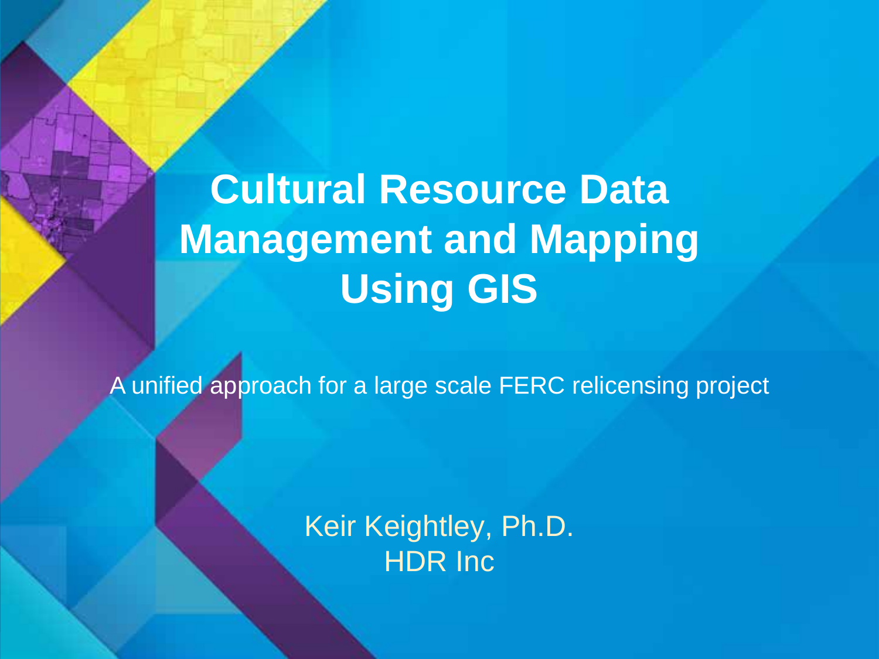# Cultural Resource Data Management and Mapping Using GIS

A unified approach for a large scale FERC relicensing project

Keir Keightley, Ph.D.
HDR Inc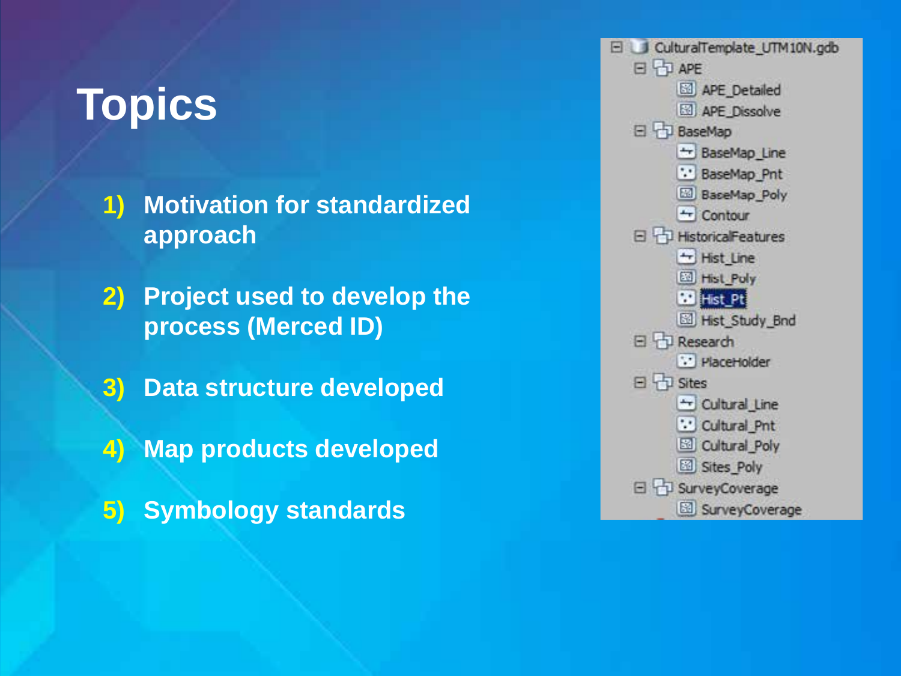# Topics

1) Motivation for standardized approach
2) Project used to develop the process (Merced ID)
3) Data structure developed
4) Map products developed
5) Symbology standards

- CulturalTemplate_UTM10N.gdb
  - APE
    - APE_Detailed
    - APE_Dissolve
  - BaseMap
    - BaseMap_Line
    - BaseMap_Pnt
    - BaseMap_Poly
    - Contour
  - HistoricalFeatures
    - Hist_Line
    - Hist_Poly
    - Hist_Pt
    - Hist_Study_Bnd
  - Research
    - PlaceHolder
  - Sites
    - Cultural_Line
    - Cultural_Pnt
    - Cultural_Poly
    - Sites_Poly
  - SurveyCoverage
    - SurveyCoverage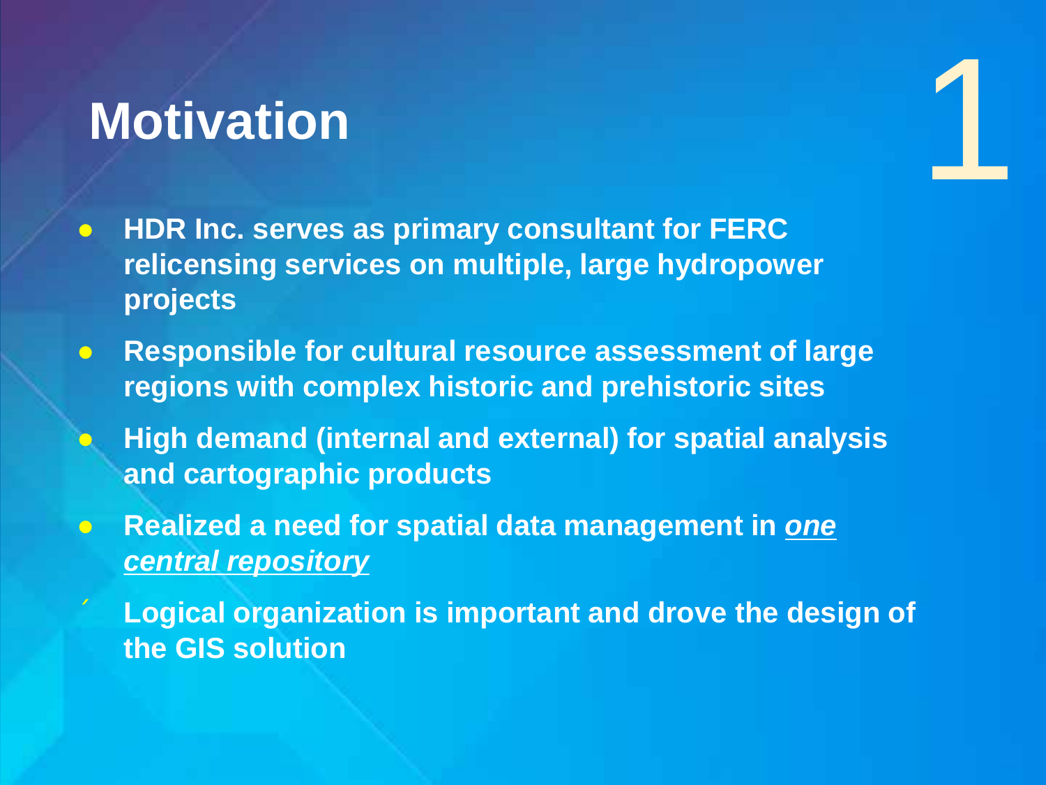# Motivation

- **HDR Inc. serves as primary consultant for FERC relicensing services on multiple, large hydropower projects**
- **Responsible for cultural resource assessment of large regions with complex historic and prehistoric sites**
- **High demand (internal and external) for spatial analysis and cartographic products**
- **Realized a need for spatial data management in *one central repository***
  - **Logical organization is important and drove the design of the GIS solution**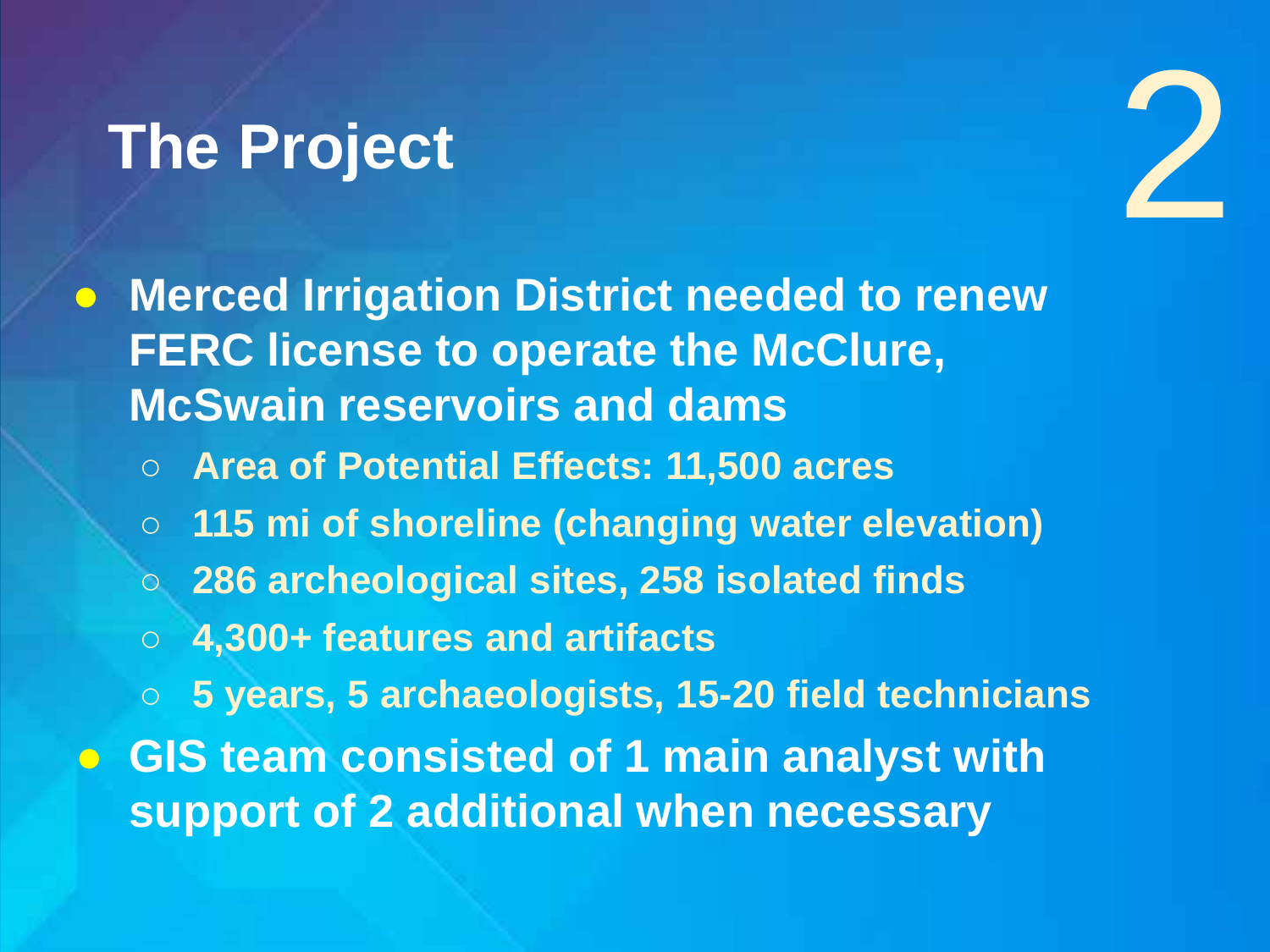# The Project

- **Merced Irrigation District needed to renew FERC license to operate the McClure, McSwain reservoirs and dams**
  - **Area of Potential Effects: 11,500 acres**
  - **115 mi of shoreline (changing water elevation)**
  - **286 archeological sites, 258 isolated finds**
  - **4,300+ features and artifacts**
  - **5 years, 5 archaeologists, 15-20 field technicians**
- **GIS team consisted of 1 main analyst with support of 2 additional when necessary**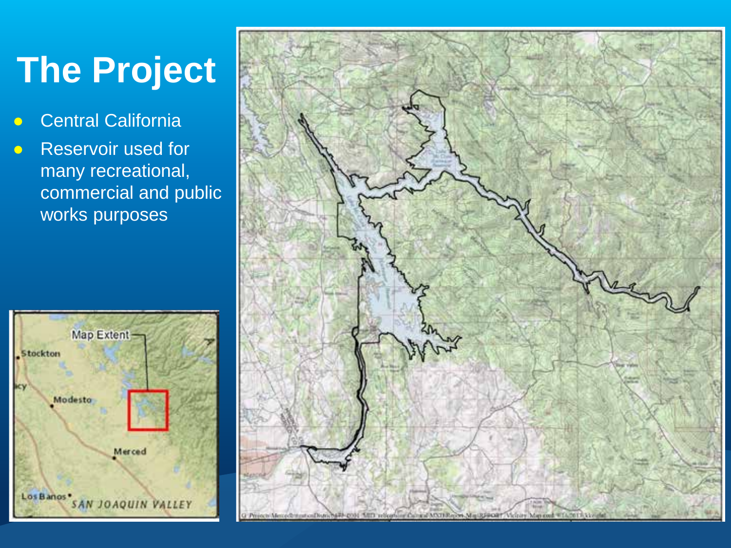# The Project

- Central California
- Reservoir used for many recreational, commercial and public works purposes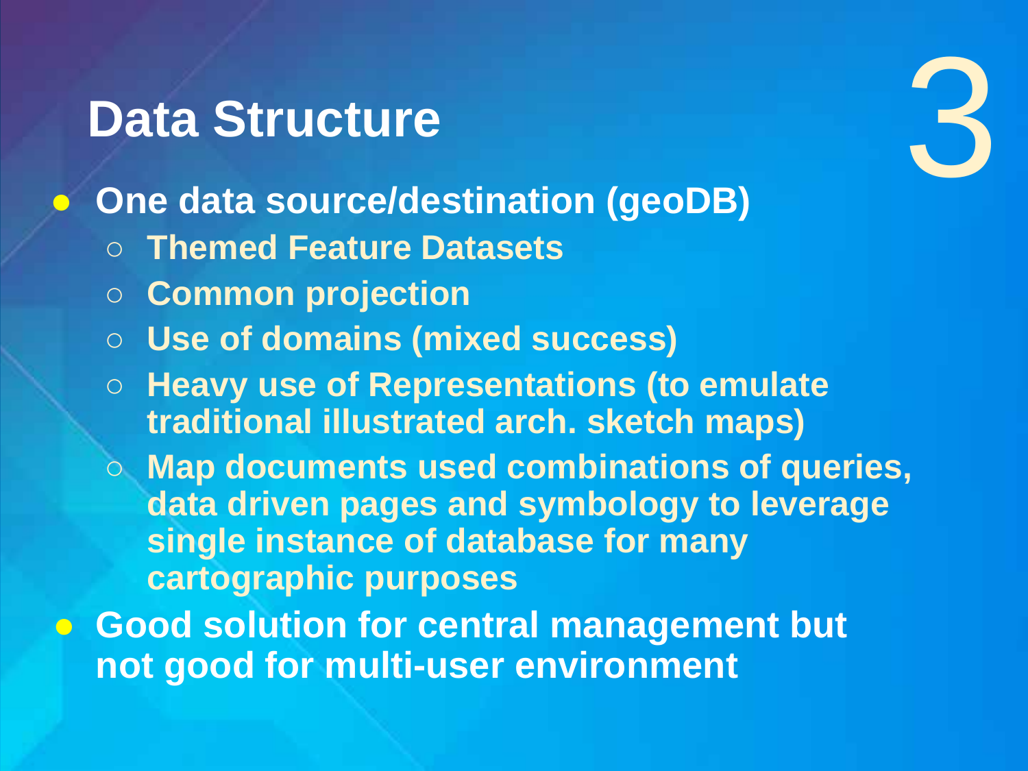# Data Structure

3

- One data source/destination (geoDB)
  - Themed Feature Datasets
  - Common projection
  - Use of domains (mixed success)
  - Heavy use of Representations (to emulate traditional illustrated arch. sketch maps)
  - Map documents used combinations of queries, data driven pages and symbology to leverage single instance of database for many cartographic purposes
- Good solution for central management but not good for multi-user environment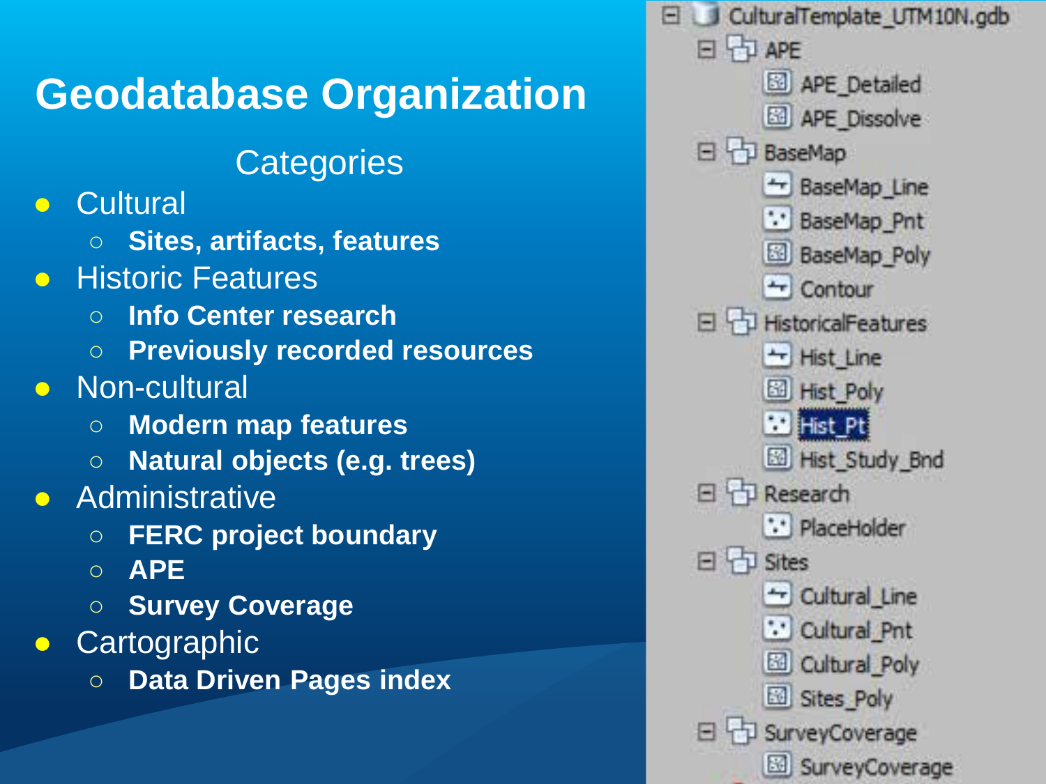# Geodatabase Organization

Categories

- Cultural
  - **Sites, artifacts, features**
- Historic Features
  - **Info Center research**
  - **Previously recorded resources**
- Non-cultural
  - **Modern map features**
  - **Natural objects (e.g. trees)**
- Administrative
  - **FERC project boundary**
  - **APE**
  - **Survey Coverage**
- Cartographic
  - **Data Driven Pages index**

- CulturalTemplate_UTM10N.gdb
  - APE
    - APE_Detailed
    - APE_Dissolve
  - BaseMap
    - BaseMap_Line
    - BaseMap_Pnt
    - BaseMap_Poly
    - Contour
  - HistoricalFeatures
    - Hist_Line
    - Hist_Poly
    - Hist_Pt
    - Hist_Study_Bnd
  - Research
    - PlaceHolder
  - Sites
    - Cultural_Line
    - Cultural_Pnt
    - Cultural_Poly
    - Sites_Poly
  - SurveyCoverage
    - SurveyCoverage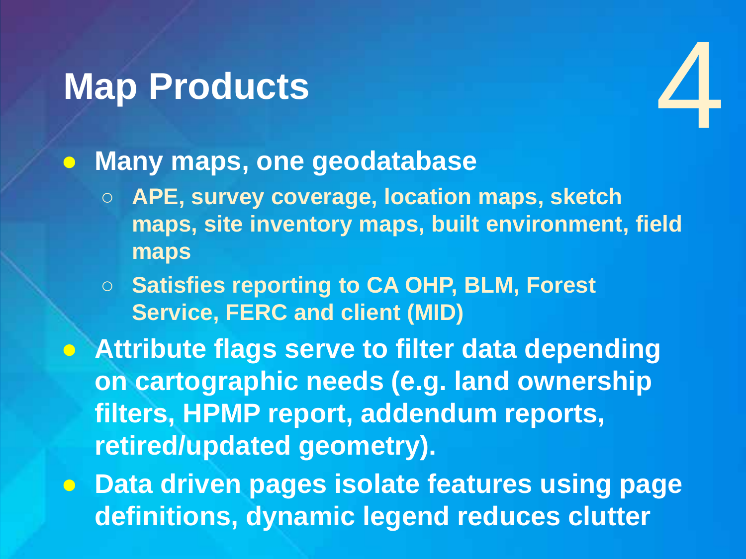# Map Products

4

- Many maps, one geodatabase
  - APE, survey coverage, location maps, sketch maps, site inventory maps, built environment, field maps
  - Satisfies reporting to CA OHP, BLM, Forest Service, FERC and client (MID)
- Attribute flags serve to filter data depending on cartographic needs (e.g. land ownership filters, HPMP report, addendum reports, retired/updated geometry).
- Data driven pages isolate features using page definitions, dynamic legend reduces clutter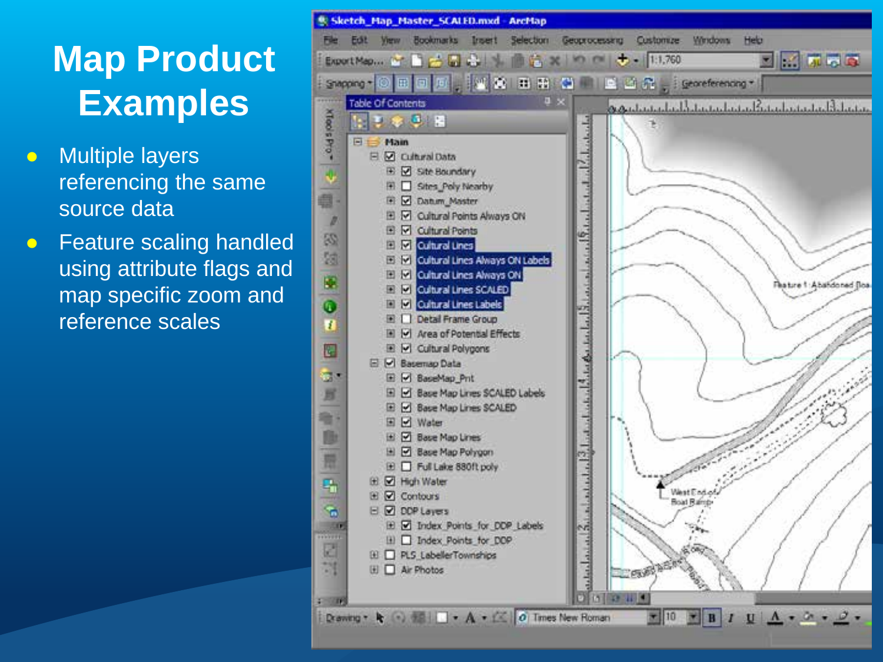# Map Product Examples

- Multiple layers referencing the same source data
- Feature scaling handled using attribute flags and map specific zoom and reference scales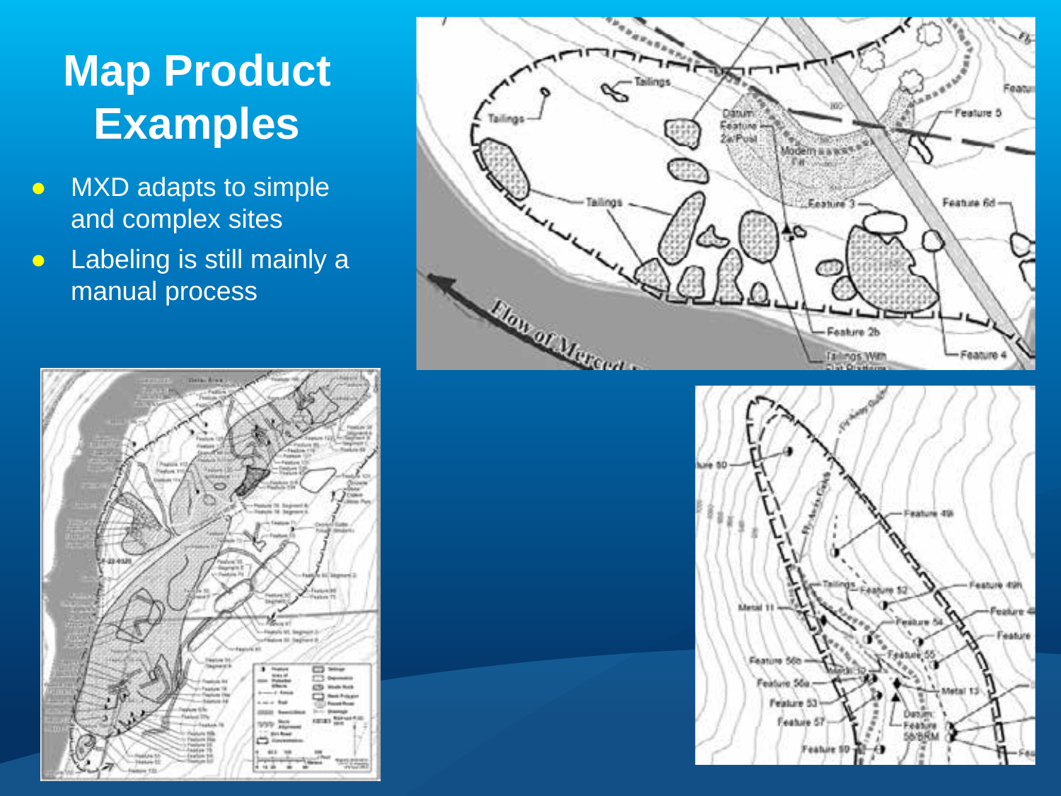# Map Product Examples

- MXD adapts to simple and complex sites
- Labeling is still mainly a manual process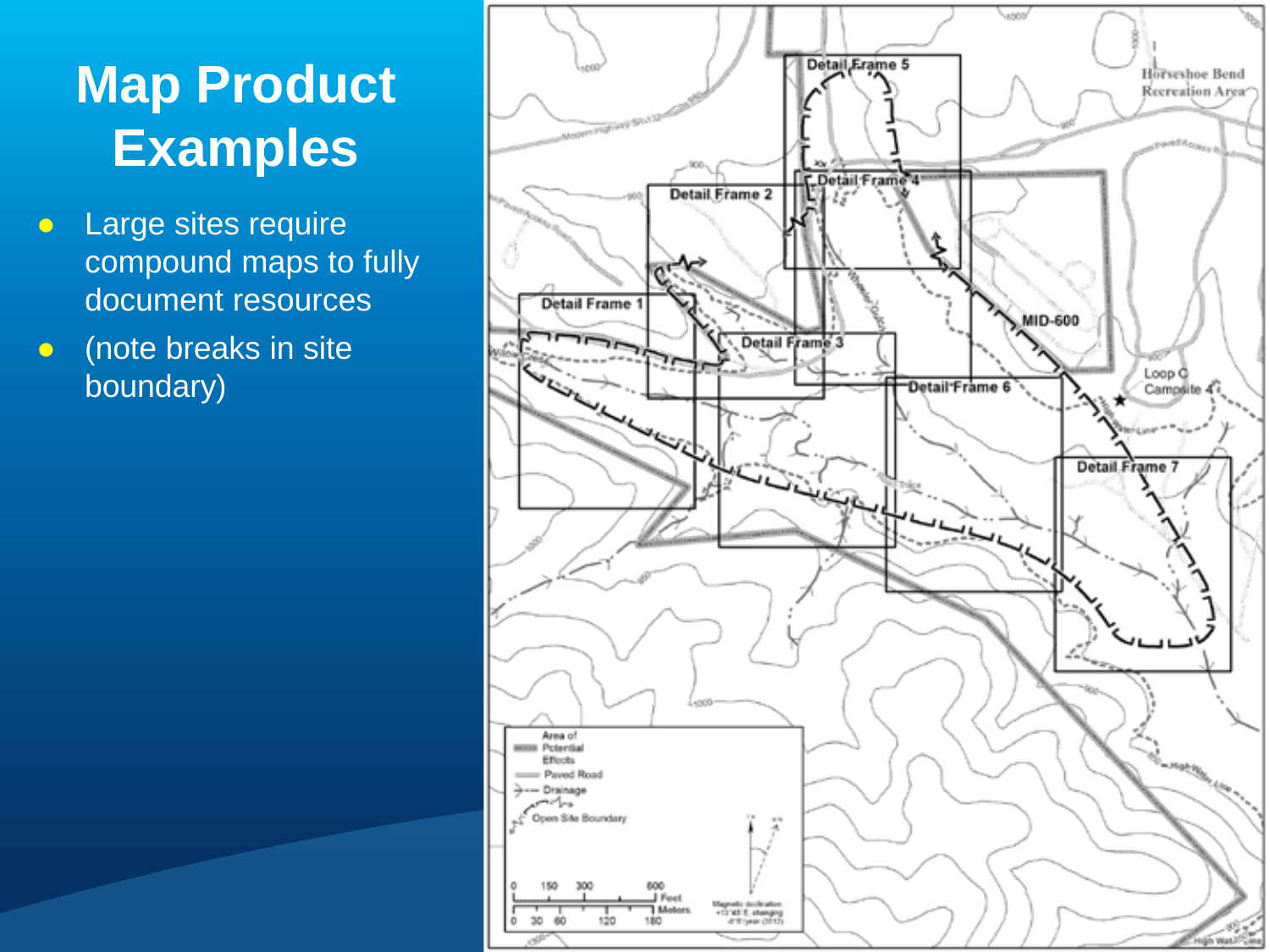# Map Product Examples

- Large sites require compound maps to fully document resources
- (note breaks in site boundary)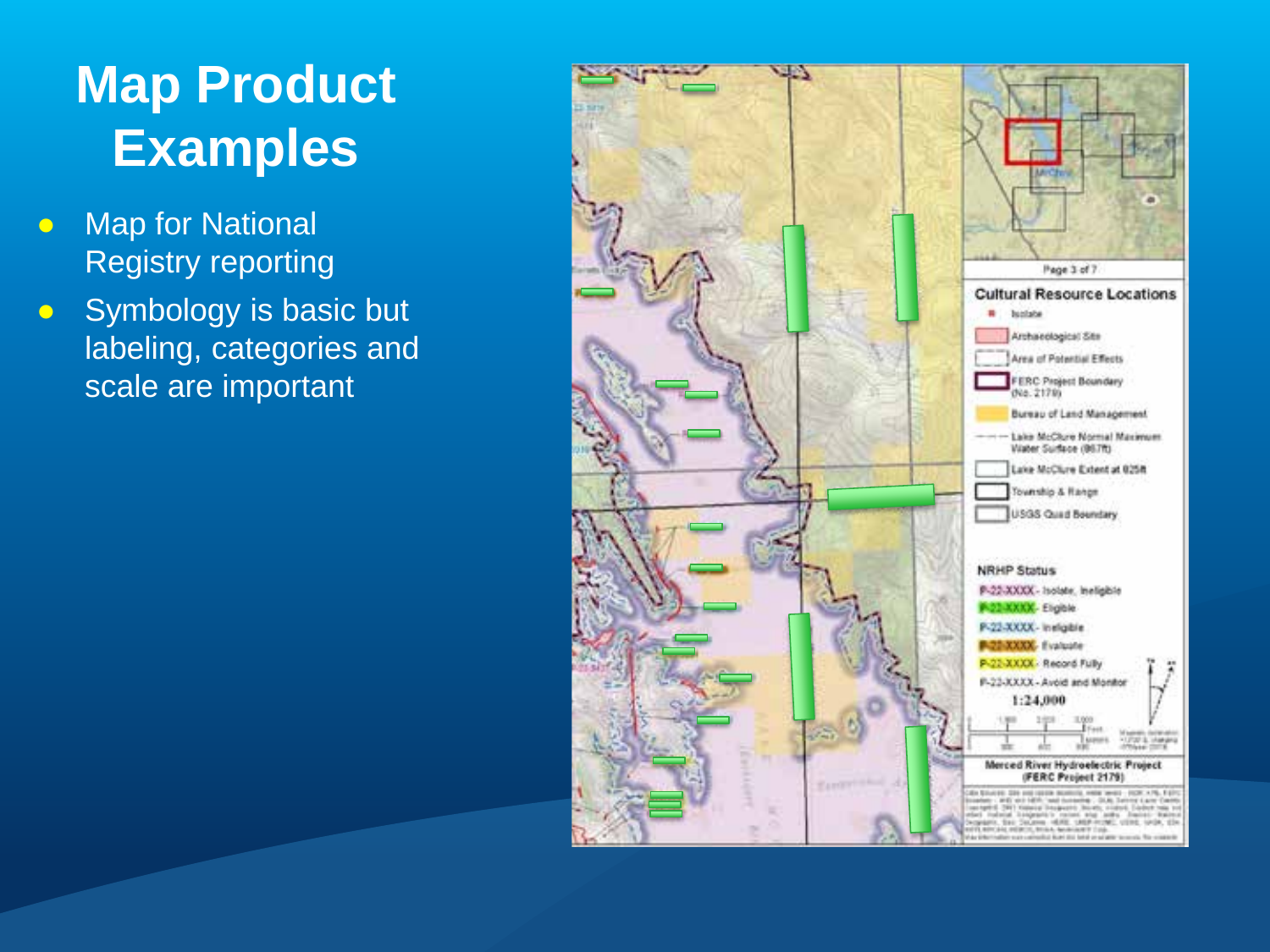# Map Product Examples

- Map for National Registry reporting
- Symbology is basic but labeling, categories and scale are important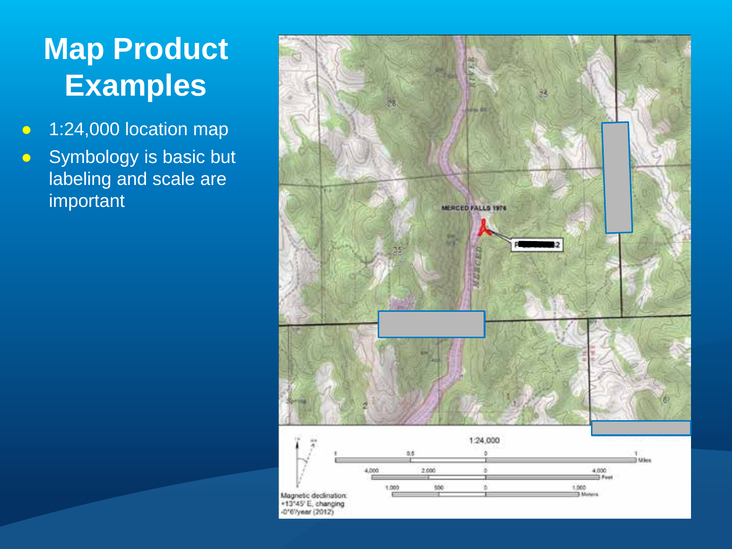# Map Product Examples

- 1:24,000 location map
- Symbology is basic but labeling and scale are important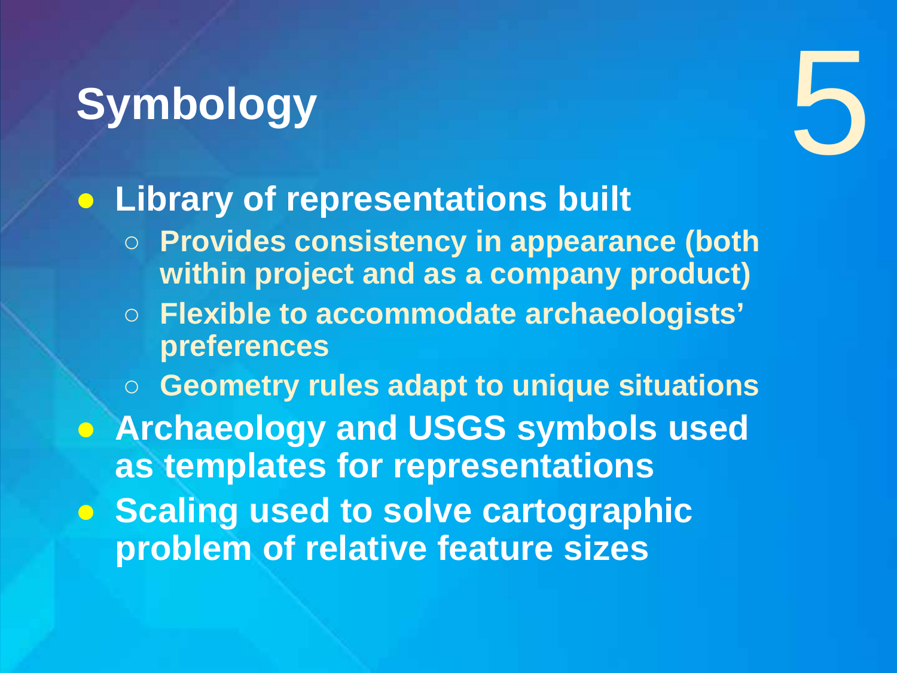# Symbology

5

- Library of representations built
  - Provides consistency in appearance (both within project and as a company product)
  - Flexible to accommodate archaeologists' preferences
  - Geometry rules adapt to unique situations
- Archaeology and USGS symbols used as templates for representations
- Scaling used to solve cartographic problem of relative feature sizes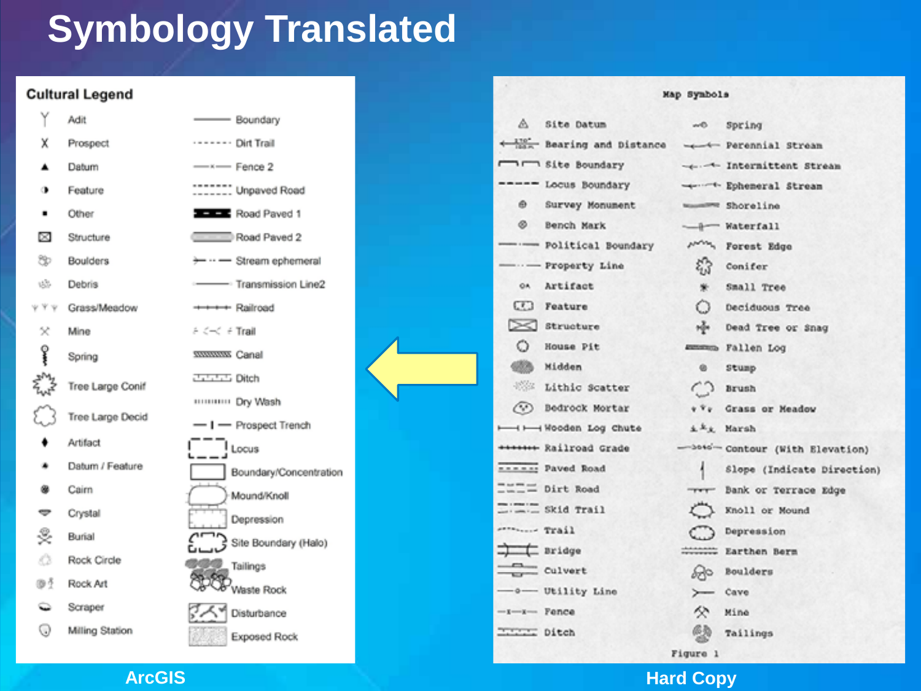# Symbology Translated

**Cultural Legend**

| | |
|---|---|
| Adit | Boundary |
| Prospect | Dirt Trail |
| Datum | Fence 2 |
| Feature | Unpaved Road |
| Other | Road Paved 1 |
| Structure | Road Paved 2 |
| Boulders | Stream ephemeral |
| Debris | Transmission Line2 |
| Grass/Meadow | Railroad |
| Mine | Trail |
| Spring | Canal |
| Tree Large Conif | Ditch |
| Tree Large Decid | Dry Wash |
| Artifact | Prospect Trench |
| Datum / Feature | Locus |
| Cairn | Boundary/Concentration |
| Crystal | Mound/Knoll |
| Burial | Depression |
| Rock Circle | Site Boundary (Halo) |
| Rock Art | Tailings |
| Scraper | Waste Rock |
| Milling Station | Disturbance |
| | Exposed Rock |

**ArcGIS**

**Map Symbols**

| | |
|---|---|
| Site Datum | Spring |
| Bearing and Distance | Perennial Stream |
| Site Boundary | Intermittent Stream |
| Locus Boundary | Ephemeral Stream |
| Survey Monument | Shoreline |
| Bench Mark | Waterfall |
| Political Boundary | Forest Edge |
| Property Line | Conifer |
| Artifact | Small Tree |
| Feature | Deciduous Tree |
| Structure | Dead Tree or Snag |
| House Pit | Fallen Log |
| Midden | Stump |
| Lithic Scatter | Brush |
| Bedrock Mortar | Grass or Meadow |
| Wooden Log Chute | Marsh |
| Railroad Grade | Contour (With Elevation) |
| Paved Road | Slope (Indicate Direction) |
| Dirt Road | Bank or Terrace Edge |
| Skid Trail | Knoll or Mound |
| Trail | Depression |
| Bridge | Earthen Berm |
| Culvert | Boulders |
| Utility Line | Cave |
| Fence | Mine |
| Ditch | Tailings |

Figure 1

**Hard Copy**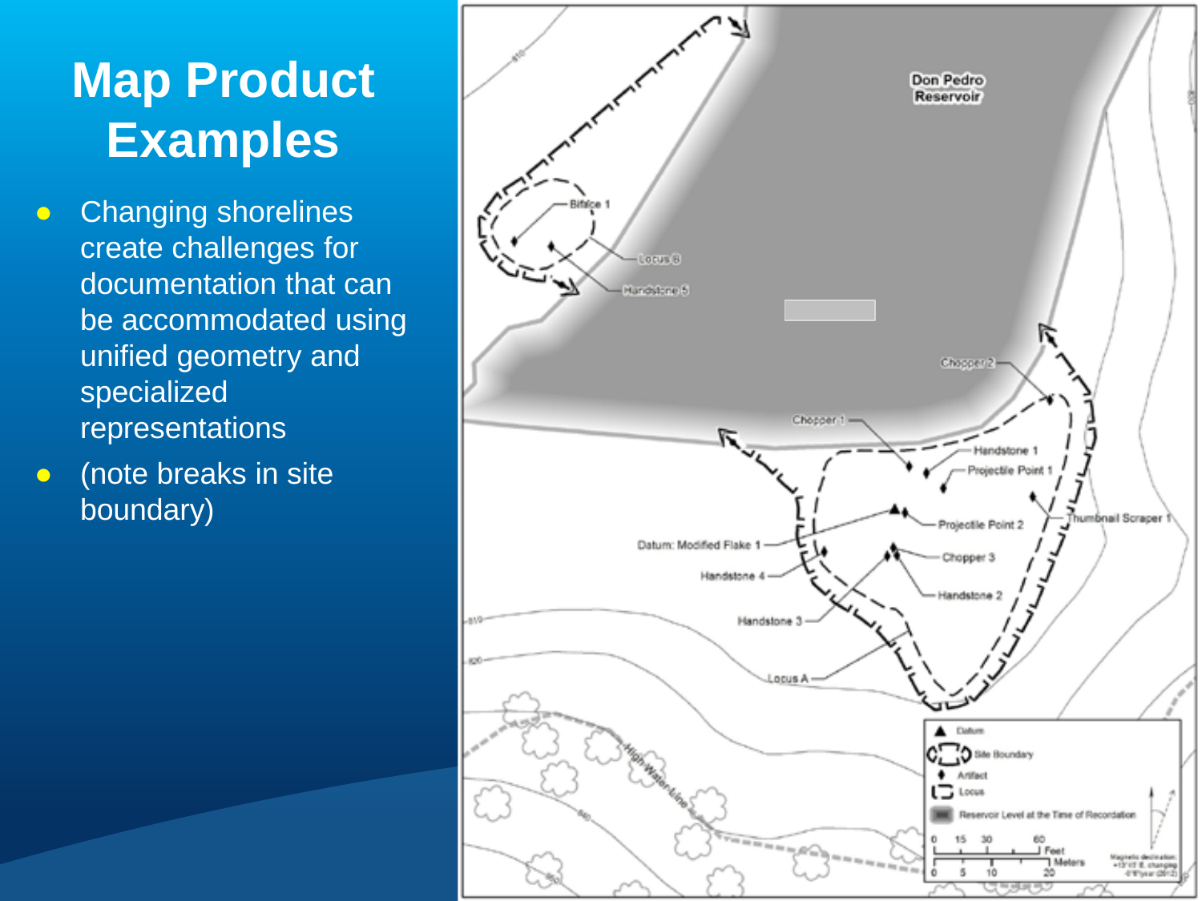# Map Product Examples

- Changing shorelines create challenges for documentation that can be accommodated using unified geometry and specialized representations
- (note breaks in site boundary)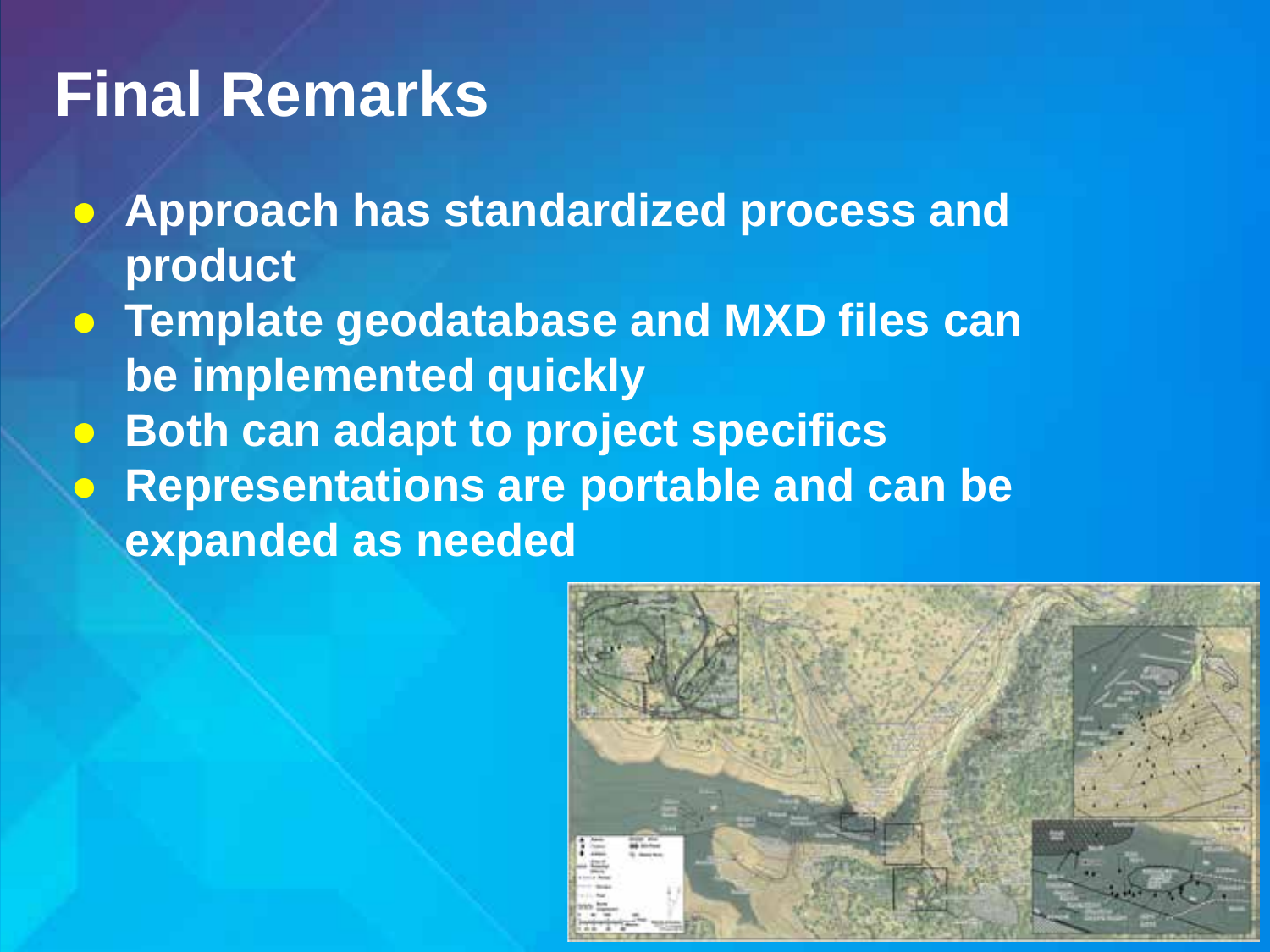# Final Remarks

- **Approach has standardized process and product**
- **Template geodatabase and MXD files can be implemented quickly**
- **Both can adapt to project specifics**
- **Representations are portable and can be expanded as needed**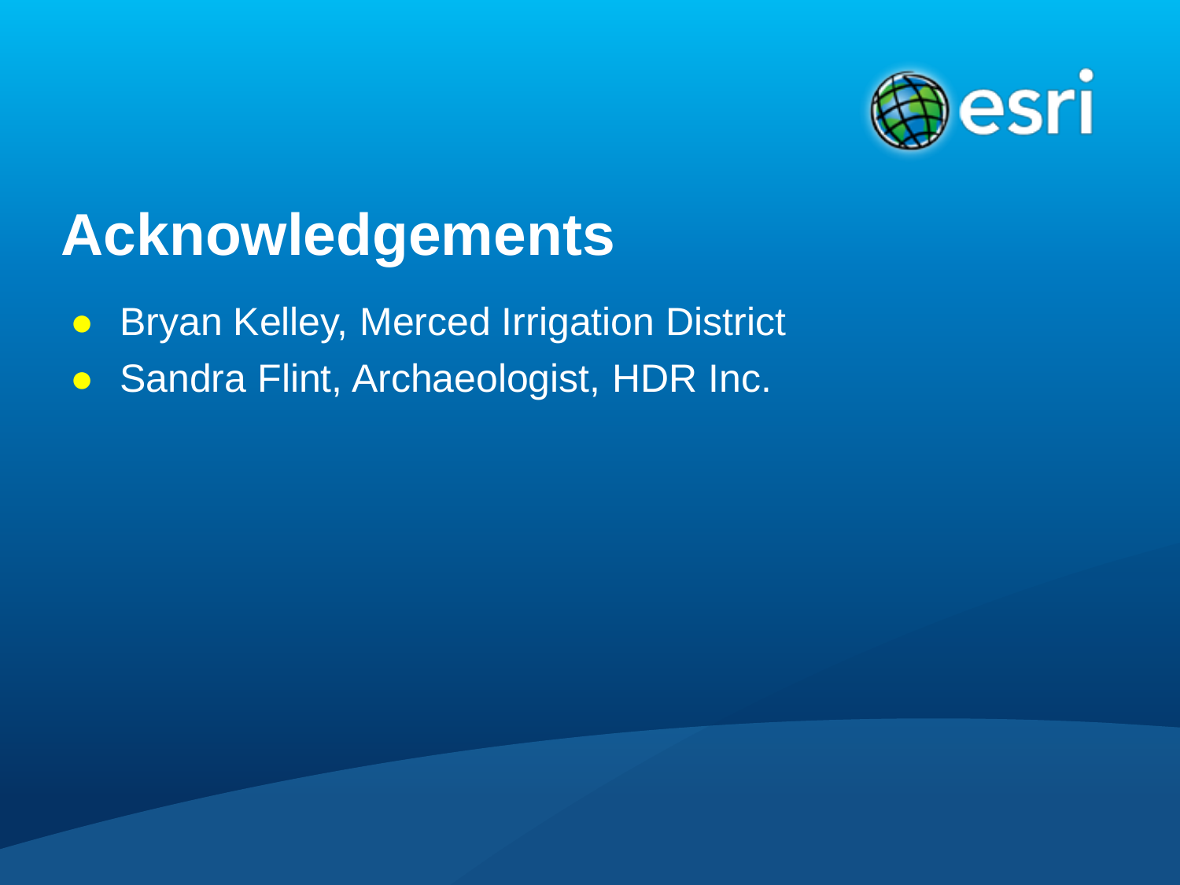# Acknowledgements

- Bryan Kelley, Merced Irrigation District
- Sandra Flint, Archaeologist, HDR Inc.